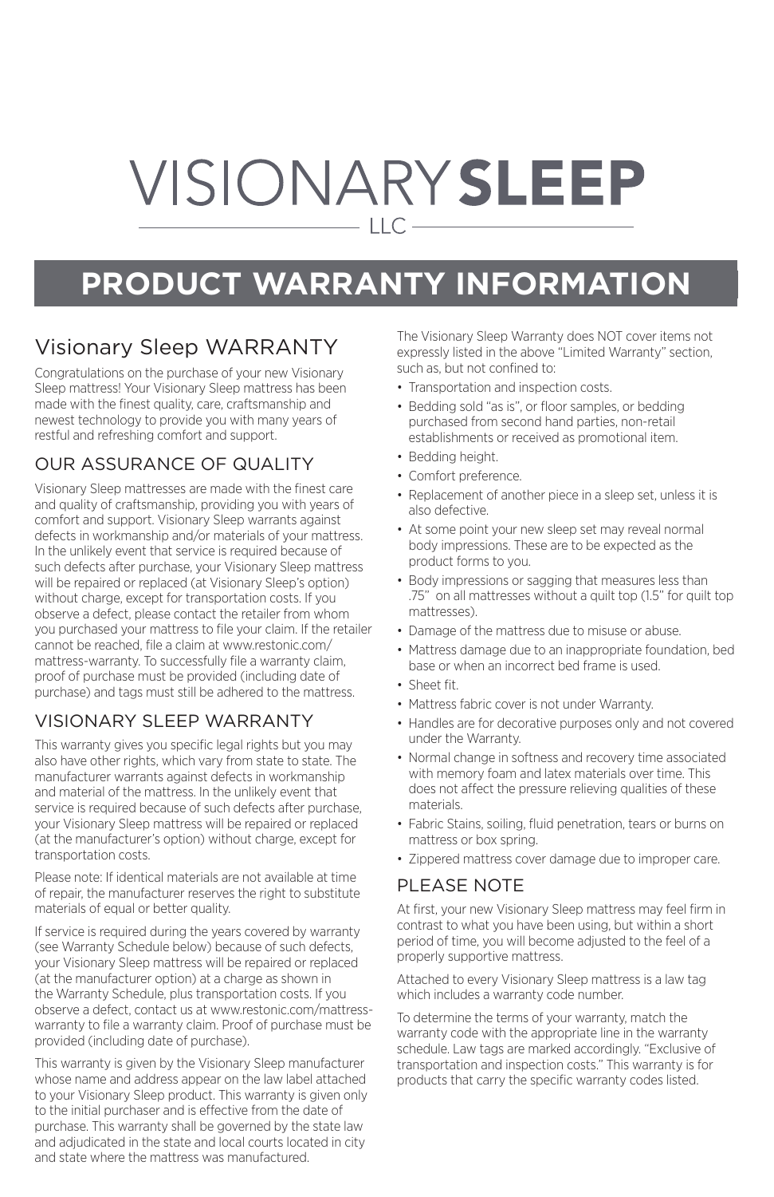# VISIONARY **SLEEP**

LLC

# PRODUCT WARRANTY INFORMATION

## Visionary Sleep WARRANTY

Congratulations on the purchase of your new Visionary Sleep mattress! Your Visionary Sleep mattress has been made with the finest quality, care, craftsmanship and newest technology to provide you with many years of restful and refreshing comfort and support.

### OUR ASSURANCE OF QUALITY

Visionary Sleep mattresses are made with the finest care and quality of craftsmanship, providing you with years of comfort and support. Visionary Sleep warrants against defects in workmanship and/or materials of your mattress. In the unlikely event that service is required because of such defects after purchase, your Visionary Sleep mattress will be repaired or replaced (at Visionary Sleep's option) without charge, except for transportation costs. If you observe a defect, please contact the retailer from whom you purchased your mattress to file your claim. If the retailer cannot be reached, file a claim at www.restonic.com/mattress-warranty. To successfully file a warranty claim, proof of purchase must be provided (including date of purchase) and tags must still be adhered to the mattress.

### VISIONARY SLEEP WARRANTY

This warranty gives you specific legal rights but you may also have other rights, which vary from state to state. The manufacturer warrants against defects in workmanship and material of the mattress. In the unlikely event that service is required because of such defects after purchase, your Visionary Sleep mattress will be repaired or replaced (at the manufacturer's option) without charge, except for transportation costs.

Please note: If identical materials are not available at time of repair, the manufacturer reserves the right to substitute materials of equal or better quality.

If service is required during the years covered by warranty (see Warranty Schedule below) because of such defects, your Visionary Sleep mattress will be repaired or replaced (at the manufacturer option) at a charge as shown in the Warranty Schedule, plus transportation costs. If you observe a defect, contact us at www.restonic.com/mattress-warranty to file a warranty claim. Proof of purchase must be provided (including date of purchase).

This warranty is given by the Visionary Sleep manufacturer whose name and address appear on the law label attached to your Visionary Sleep product. This warranty is given only to the initial purchaser and is effective from the date of purchase. This warranty shall be governed by the state law and adjudicated in the state and local courts located in city and state where the mattress was manufactured.

The Visionary Sleep Warranty does NOT cover items not expressly listed in the above "Limited Warranty" section, such as, but not confined to:

- Transportation and inspection costs.
- Bedding sold "as is", or floor samples, or bedding purchased from second hand parties, non-retail establishments or received as promotional item.
- Bedding height.
- Comfort preference.
- Replacement of another piece in a sleep set, unless it is also defective.
- At some point your new sleep set may reveal normal body impressions. These are to be expected as the product forms to you.
- Body impressions or sagging that measures less than .75" on all mattresses without a quilt top (1.5" for quilt top mattresses).
- Damage of the mattress due to misuse or abuse.
- Mattress damage due to an inappropriate foundation, bed base or when an incorrect bed frame is used.
- Sheet fit.
- Mattress fabric cover is not under Warranty.
- Handles are for decorative purposes only and not covered under the Warranty.
- Normal change in softness and recovery time associated with memory foam and latex materials over time. This does not affect the pressure relieving qualities of these materials.
- Fabric Stains, soiling, fluid penetration, tears or burns on mattress or box spring.
- Zippered mattress cover damage due to improper care.

### PLEASE NOTE

At first, your new Visionary Sleep mattress may feel firm in contrast to what you have been using, but within a short period of time, you will become adjusted to the feel of a properly supportive mattress.

Attached to every Visionary Sleep mattress is a law tag which includes a warranty code number.

To determine the terms of your warranty, match the warranty code with the appropriate line in the warranty schedule. Law tags are marked accordingly. "Exclusive of transportation and inspection costs." This warranty is for products that carry the specific warranty codes listed.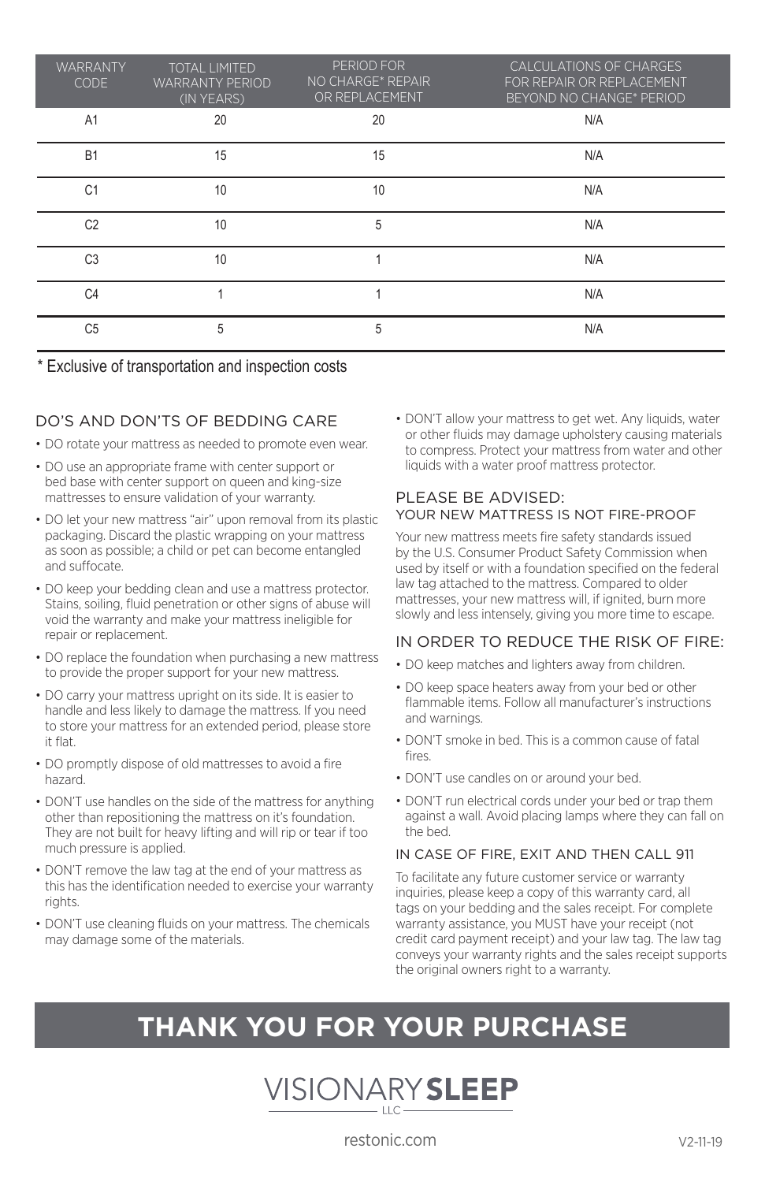| WARRANTY CODE | TOTAL LIMITED WARRANTY PERIOD (IN YEARS) | PERIOD FOR NO CHARGE* REPAIR OR REPLACEMENT | CALCULATIONS OF CHARGES FOR REPAIR OR REPLACEMENT BEYOND NO CHANGE* PERIOD |
|---|---|---|---|
| A1 | 20 | 20 | N/A |
| B1 | 15 | 15 | N/A |
| C1 | 10 | 10 | N/A |
| C2 | 10 | 5 | N/A |
| C3 | 10 | 1 | N/A |
| C4 | 1 | 1 | N/A |
| C5 | 5 | 5 | N/A |

* Exclusive of transportation and inspection costs

## DO'S AND DON'TS OF BEDDING CARE

- DO rotate your mattress as needed to promote even wear.
- DO use an appropriate frame with center support or bed base with center support on queen and king-size mattresses to ensure validation of your warranty.
- DO let your new mattress "air" upon removal from its plastic packaging. Discard the plastic wrapping on your mattress as soon as possible; a child or pet can become entangled and suffocate.
- DO keep your bedding clean and use a mattress protector. Stains, soiling, fluid penetration or other signs of abuse will void the warranty and make your mattress ineligible for repair or replacement.
- DO replace the foundation when purchasing a new mattress to provide the proper support for your new mattress.
- DO carry your mattress upright on its side. It is easier to handle and less likely to damage the mattress. If you need to store your mattress for an extended period, please store it flat.
- DO promptly dispose of old mattresses to avoid a fire hazard.
- DON'T use handles on the side of the mattress for anything other than repositioning the mattress on it's foundation. They are not built for heavy lifting and will rip or tear if too much pressure is applied.
- DON'T remove the law tag at the end of your mattress as this has the identification needed to exercise your warranty rights.
- DON'T use cleaning fluids on your mattress. The chemicals may damage some of the materials.
- DON'T allow your mattress to get wet. Any liquids, water or other fluids may damage upholstery causing materials to compress. Protect your mattress from water and other liquids with a water proof mattress protector.

## PLEASE BE ADVISED:

### YOUR NEW MATTRESS IS NOT FIRE-PROOF

Your new mattress meets fire safety standards issued by the U.S. Consumer Product Safety Commission when used by itself or with a foundation specified on the federal law tag attached to the mattress. Compared to older mattresses, your new mattress will, if ignited, burn more slowly and less intensely, giving you more time to escape.

## IN ORDER TO REDUCE THE RISK OF FIRE:

- DO keep matches and lighters away from children.
- DO keep space heaters away from your bed or other flammable items. Follow all manufacturer's instructions and warnings.
- DON'T smoke in bed. This is a common cause of fatal fires.
- DON'T use candles on or around your bed.
- DON'T run electrical cords under your bed or trap them against a wall. Avoid placing lamps where they can fall on the bed.

### IN CASE OF FIRE, EXIT AND THEN CALL 911

To facilitate any future customer service or warranty inquiries, please keep a copy of this warranty card, all tags on your bedding and the sales receipt. For complete warranty assistance, you MUST have your receipt (not credit card payment receipt) and your law tag. The law tag conveys your warranty rights and the sales receipt supports the original owners right to a warranty.

# THANK YOU FOR YOUR PURCHASE

VISIONARY **SLEEP** LLC

restonic.com

V2-11-19